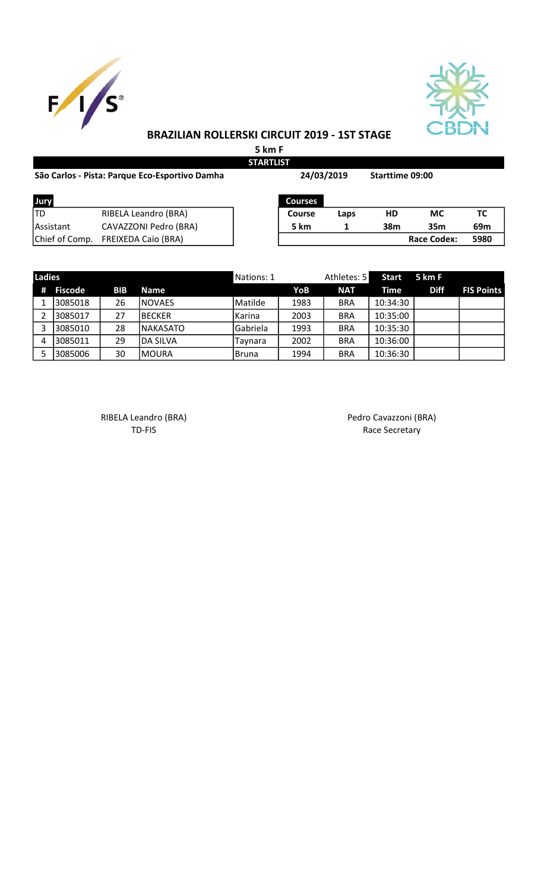# BRAZILIAN ROLLERSKI CIRCUIT 2019 - 1ST STAGE

**5 km F**

**STARTLIST**

**São Carlos - Pista: Parque Eco-Esportivo Damha** **24/03/2019** **Starttime 09:00**

| Jury | |
|---|---|
| TD | RIBELA Leandro (BRA) |
| Assistant | CAVAZZONI Pedro (BRA) |
| Chief of Comp. | FREIXEDA Caio (BRA) |

| Courses | | | | |
|---|---|---|---|---|
| Course | Laps | HD | MC | TC |
| 5 km | 1 | 38m | 35m | 69m |
| | | | Race Codex: | 5980 |

| Ladies | | | | Nations: 1 | | Athletes: 5 | Start | 5 km F | |
|---|---|---|---|---|---|---|---|---|---|
| # | Fiscode | BIB | Name | | YoB | NAT | Time | Diff | FIS Points |
| 1 | 3085018 | 26 | NOVAES | Matilde | 1983 | BRA | 10:34:30 | | |
| 2 | 3085017 | 27 | BECKER | Karina | 2003 | BRA | 10:35:00 | | |
| 3 | 3085010 | 28 | NAKASATO | Gabriela | 1993 | BRA | 10:35:30 | | |
| 4 | 3085011 | 29 | DA SILVA | Taynara | 2002 | BRA | 10:36:00 | | |
| 5 | 3085006 | 30 | MOURA | Bruna | 1994 | BRA | 10:36:30 | | |

RIBELA Leandro (BRA)
TD-FIS

Pedro Cavazzoni (BRA)
Race Secretary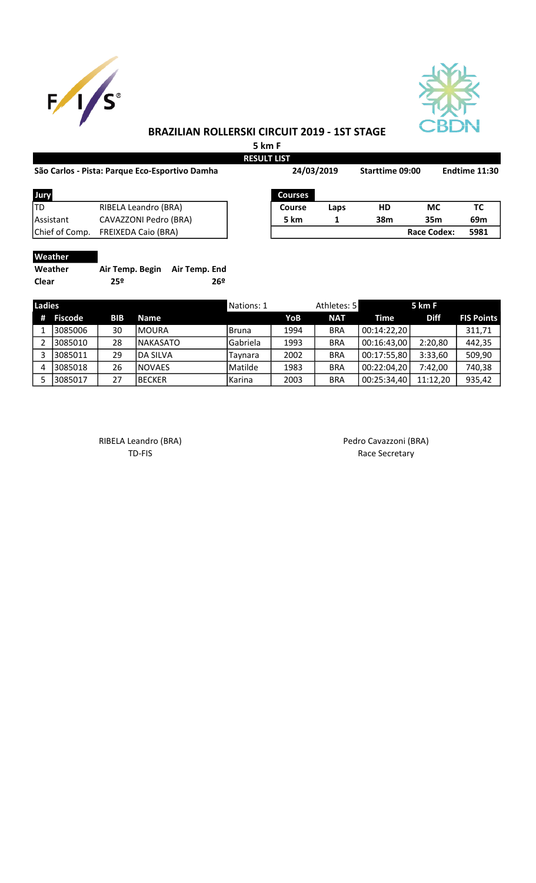# BRAZILIAN ROLLERSKI CIRCUIT 2019 - 1ST STAGE

**5 km F**

**RESULT LIST**

**São Carlos - Pista: Parque Eco-Esportivo Damha** | **24/03/2019** | **Starttime 09:00** | **Endtime 11:30**

| Jury | |
|---|---|
| TD | RIBELA Leandro (BRA) |
| Assistant | CAVAZZONI Pedro (BRA) |
| Chief of Comp. | FREIXEDA Caio (BRA) |

| Courses | | | | |
|---|---|---|---|---|
| **Course** | **Laps** | **HD** | **MC** | **TC** |
| **5 km** | **1** | **38m** | **35m** | **69m** |
| | | | **Race Codex:** | **5981** |

| Weather | | |
|---|---|---|
| **Weather** | **Air Temp. Begin** | **Air Temp. End** |
| **Clear** | **25º** | **26º** |

**Ladies** — Nations: 1 — Athletes: 5 — 5 km F

| # | Fiscode | BIB | Name | | YoB | NAT | Time | Diff | FIS Points |
|---|---|---|---|---|---|---|---|---|---|
| 1 | 3085006 | 30 | MOURA | Bruna | 1994 | BRA | 00:14:22,20 | | 311,71 |
| 2 | 3085010 | 28 | NAKASATO | Gabriela | 1993 | BRA | 00:16:43,00 | 2:20,80 | 442,35 |
| 3 | 3085011 | 29 | DA SILVA | Taynara | 2002 | BRA | 00:17:55,80 | 3:33,60 | 509,90 |
| 4 | 3085018 | 26 | NOVAES | Matilde | 1983 | BRA | 00:22:04,20 | 7:42,00 | 740,38 |
| 5 | 3085017 | 27 | BECKER | Karina | 2003 | BRA | 00:25:34,40 | 11:12,20 | 935,42 |

RIBELA Leandro (BRA)
TD-FIS

Pedro Cavazzoni (BRA)
Race Secretary